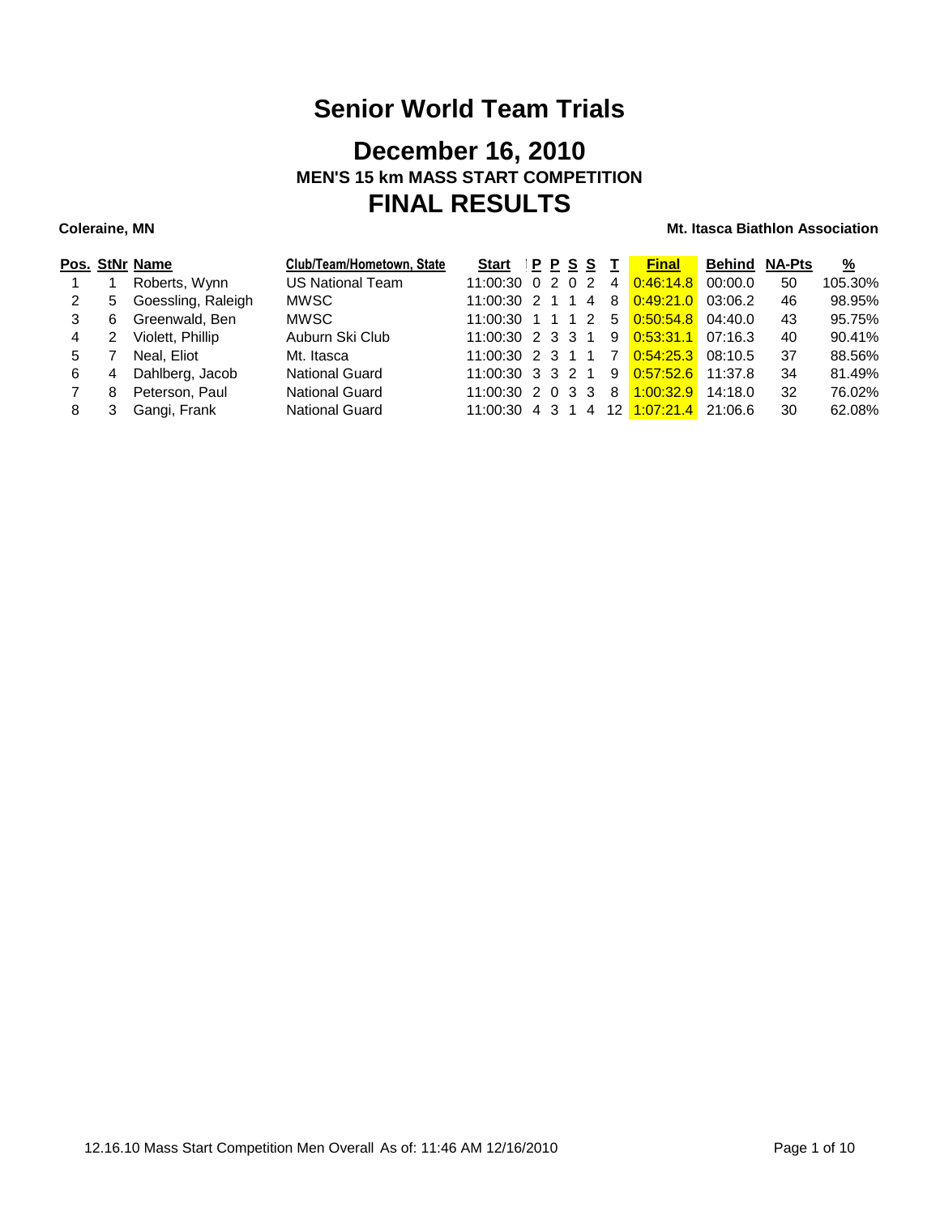# Senior World Team Trials

## December 16, 2010

### MEN'S 15 km MASS START COMPETITION

## FINAL RESULTS

**Coleraine, MN** **Mt. Itasca Biathlon Association**

| Pos. | StNr | Name | Club/Team/Hometown, State | Start | P | P | S | S | T | Final | Behind | NA-Pts | % |
|---|---|---|---|---|---|---|---|---|---|---|---|---|---|
| 1 | 1 | Roberts, Wynn | US National Team | 11:00:30 | 0 | 2 | 0 | 2 | 4 | 0:46:14.8 | 00:00.0 | 50 | 105.30% |
| 2 | 5 | Goessling, Raleigh | MWSC | 11:00:30 | 2 | 1 | 1 | 4 | 8 | 0:49:21.0 | 03:06.2 | 46 | 98.95% |
| 3 | 6 | Greenwald, Ben | MWSC | 11:00:30 | 1 | 1 | 1 | 2 | 5 | 0:50:54.8 | 04:40.0 | 43 | 95.75% |
| 4 | 2 | Violett, Phillip | Auburn Ski Club | 11:00:30 | 2 | 3 | 3 | 1 | 9 | 0:53:31.1 | 07:16.3 | 40 | 90.41% |
| 5 | 7 | Neal, Eliot | Mt. Itasca | 11:00:30 | 2 | 3 | 1 | 1 | 7 | 0:54:25.3 | 08:10.5 | 37 | 88.56% |
| 6 | 4 | Dahlberg, Jacob | National Guard | 11:00:30 | 3 | 3 | 2 | 1 | 9 | 0:57:52.6 | 11:37.8 | 34 | 81.49% |
| 7 | 8 | Peterson, Paul | National Guard | 11:00:30 | 2 | 0 | 3 | 3 | 8 | 1:00:32.9 | 14:18.0 | 32 | 76.02% |
| 8 | 3 | Gangi, Frank | National Guard | 11:00:30 | 4 | 3 | 1 | 4 | 12 | 1:07:21.4 | 21:06.6 | 30 | 62.08% |

12.16.10 Mass Start Competition Men Overall As of: 11:46 AM 12/16/2010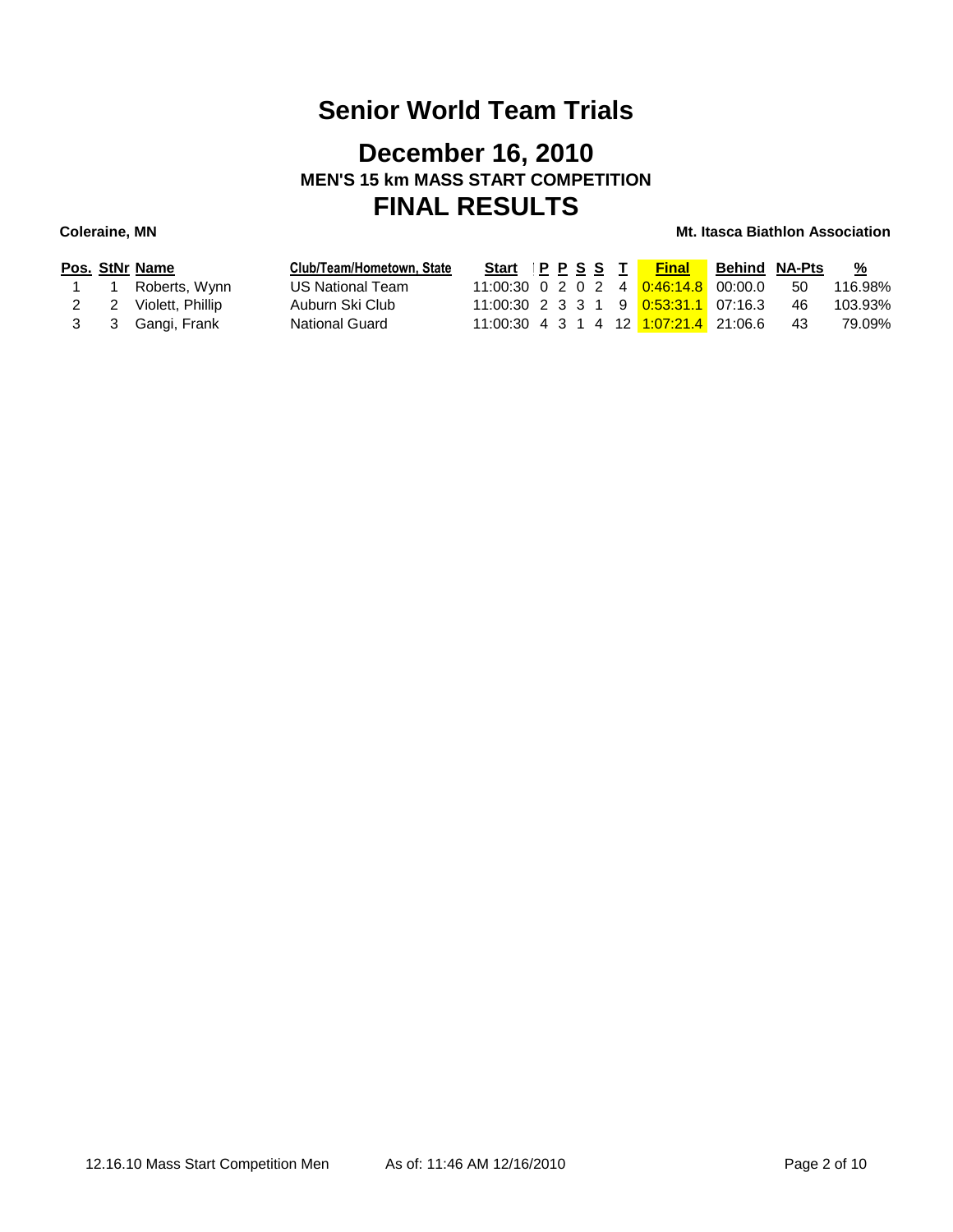# Senior World Team Trials

## December 16, 2010

### MEN'S 15 km MASS START COMPETITION

## FINAL RESULTS

**Coleraine, MN** — **Mt. Itasca Biathlon Association**

| Pos. | StNr | Name | Club/Team/Hometown, State | Start | P | P | S | S | T | Final | Behind | NA-Pts | % |
|---|---|---|---|---|---|---|---|---|---|---|---|---|---|
| 1 | 1 | Roberts, Wynn | US National Team | 11:00:30 | 0 | 2 | 0 | 2 | 4 | 0:46:14.8 | 00:00.0 | 50 | 116.98% |
| 2 | 2 | Violett, Phillip | Auburn Ski Club | 11:00:30 | 2 | 3 | 3 | 1 | 9 | 0:53:31.1 | 07:16.3 | 46 | 103.93% |
| 3 | 3 | Gangi, Frank | National Guard | 11:00:30 | 4 | 3 | 1 | 4 | 12 | 1:07:21.4 | 21:06.6 | 43 | 79.09% |

12.16.10 Mass Start Competition Men — As of: 11:46 AM 12/16/2010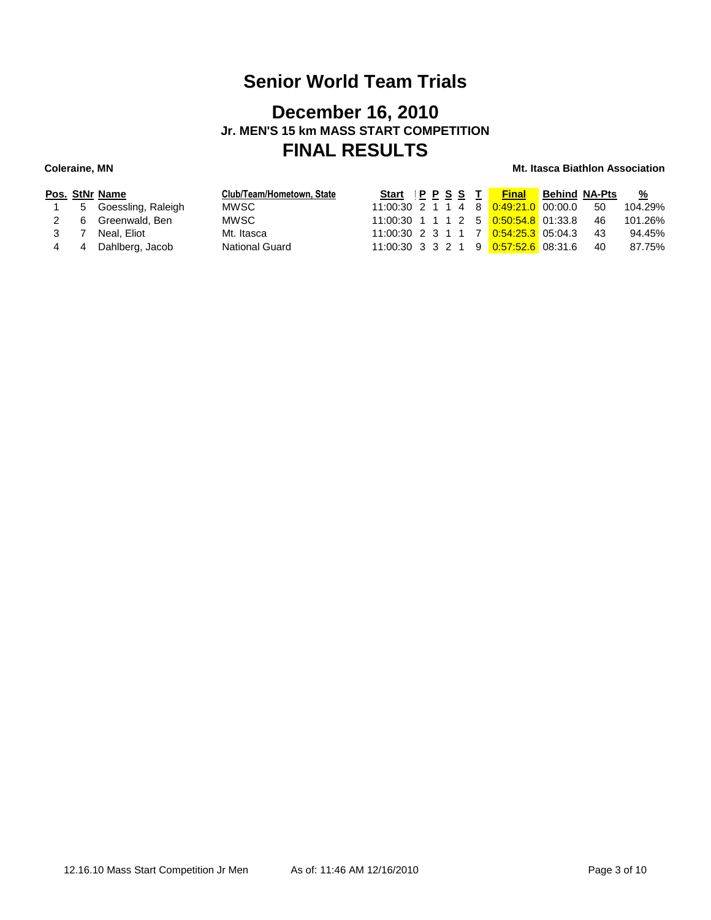# Senior World Team Trials

## December 16, 2010

### Jr. MEN'S 15 km MASS START COMPETITION

## FINAL RESULTS

**Coleraine, MN** | **Mt. Itasca Biathlon Association**

| Pos. | StNr | Name | Club/Team/Hometown, State | Start | P | P | S | S | T | Final | Behind | NA-Pts | % |
|---|---|---|---|---|---|---|---|---|---|---|---|---|---|
| 1 | 5 | Goessling, Raleigh | MWSC | 11:00:30 | 2 | 1 | 1 | 4 | 8 | 0:49:21.0 | 00:00.0 | 50 | 104.29% |
| 2 | 6 | Greenwald, Ben | MWSC | 11:00:30 | 1 | 1 | 1 | 2 | 5 | 0:50:54.8 | 01:33.8 | 46 | 101.26% |
| 3 | 7 | Neal, Eliot | Mt. Itasca | 11:00:30 | 2 | 3 | 1 | 1 | 7 | 0:54:25.3 | 05:04.3 | 43 | 94.45% |
| 4 | 4 | Dahlberg, Jacob | National Guard | 11:00:30 | 3 | 3 | 2 | 1 | 9 | 0:57:52.6 | 08:31.6 | 40 | 87.75% |

12.16.10 Mass Start Competition Jr Men — As of: 11:46 AM 12/16/2010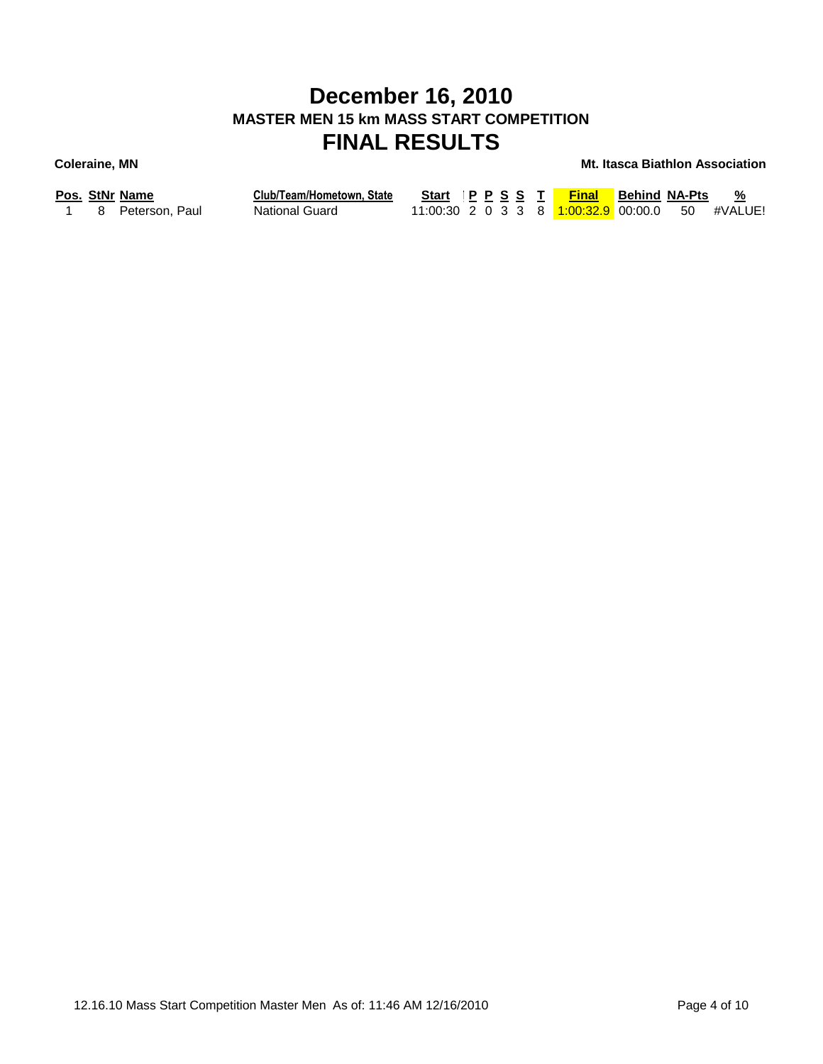# December 16, 2010

## MASTER MEN 15 km MASS START COMPETITION

# FINAL RESULTS

**Coleraine, MN** **Mt. Itasca Biathlon Association**

| Pos. | StNr | Name | Club/Team/Hometown, State | Start | P | P | S | S | T | Final | Behind | NA-Pts | % |
|---|---|---|---|---|---|---|---|---|---|---|---|---|---|
| 1 | 8 | Peterson, Paul | National Guard | 11:00:30 | 2 | 0 | 3 | 3 | 8 | 1:00:32.9 | 00:00.0 | 50 | #VALUE! |

12.16.10 Mass Start Competition Master Men As of: 11:46 AM 12/16/2010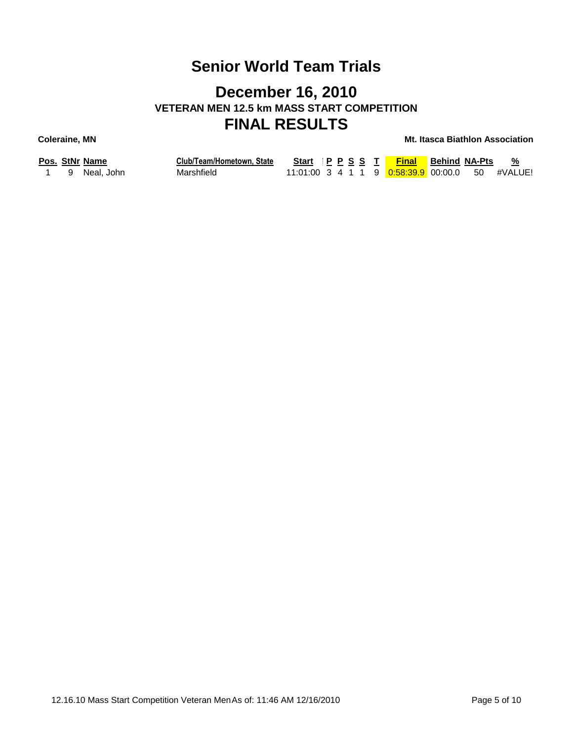# Senior World Team Trials

## December 16, 2010

### VETERAN MEN 12.5 km MASS START COMPETITION

## FINAL RESULTS

**Coleraine, MN** **Mt. Itasca Biathlon Association**

| Pos. | StNr | Name | Club/Team/Hometown, State | Start | P | P | S | S | T | Final | Behind | NA-Pts | % |
|---|---|---|---|---|---|---|---|---|---|---|---|---|---|
| 1 | 9 | Neal, John | Marshfield | 11:01:00 | 3 | 4 | 1 | 1 | 9 | 0:58:39.9 | 00:00.0 | 50 | #VALUE! |

12.16.10 Mass Start Competition Veteran Men As of: 11:46 AM 12/16/2010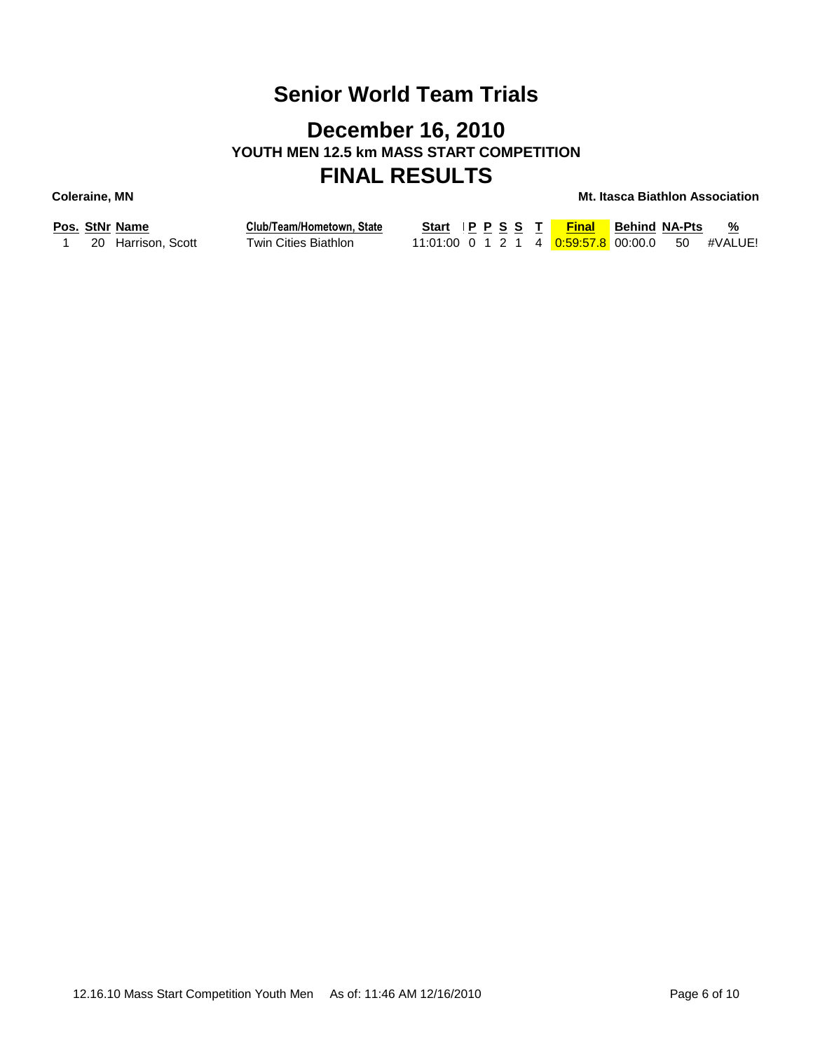# Senior World Team Trials

## December 16, 2010

### YOUTH MEN 12.5 km MASS START COMPETITION

## FINAL RESULTS

**Coleraine, MN** **Mt. Itasca Biathlon Association**

| Pos. | StNr | Name | Club/Team/Hometown, State | Start | P | P | S | S | T | Final | Behind | NA-Pts | % |
|---|---|---|---|---|---|---|---|---|---|---|---|---|---|
| 1 | 20 | Harrison, Scott | Twin Cities Biathlon | 11:01:00 | 0 | 1 | 2 | 1 | 4 | 0:59:57.8 | 00:00.0 | 50 | #VALUE! |

12.16.10 Mass Start Competition Youth Men As of: 11:46 AM 12/16/2010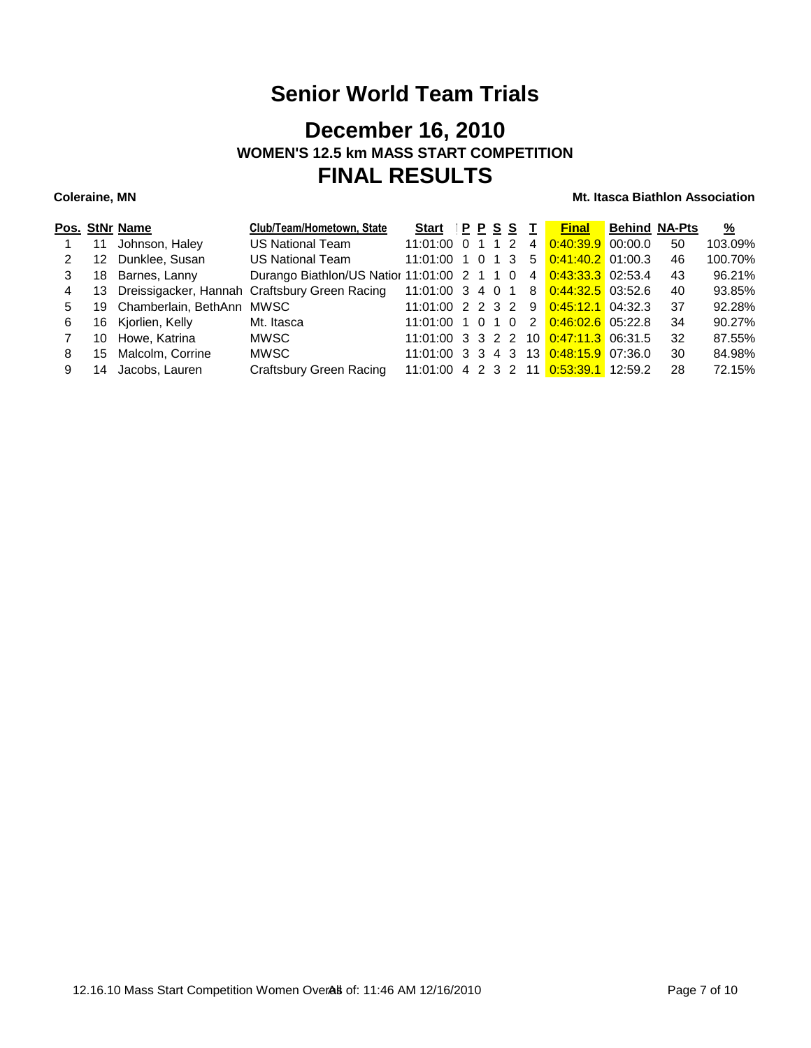# Senior World Team Trials

## December 16, 2010

### WOMEN'S 12.5 km MASS START COMPETITION

## FINAL RESULTS

**Coleraine, MN** **Mt. Itasca Biathlon Association**

| Pos. | StNr | Name | Club/Team/Hometown, State | Start | P | P | S | S | T | Final | Behind | NA-Pts | % |
|---|---|---|---|---|---|---|---|---|---|---|---|---|---|
| 1 | 11 | Johnson, Haley | US National Team | 11:01:00 | 0 | 1 | 1 | 2 | 4 | 0:40:39.9 | 00:00.0 | 50 | 103.09% |
| 2 | 12 | Dunklee, Susan | US National Team | 11:01:00 | 1 | 0 | 1 | 3 | 5 | 0:41:40.2 | 01:00.3 | 46 | 100.70% |
| 3 | 18 | Barnes, Lanny | Durango Biathlon/US Natior | 11:01:00 | 2 | 1 | 1 | 0 | 4 | 0:43:33.3 | 02:53.4 | 43 | 96.21% |
| 4 | 13 | Dreissigacker, Hannah | Craftsbury Green Racing | 11:01:00 | 3 | 4 | 0 | 1 | 8 | 0:44:32.5 | 03:52.6 | 40 | 93.85% |
| 5 | 19 | Chamberlain, BethAnn | MWSC | 11:01:00 | 2 | 2 | 3 | 2 | 9 | 0:45:12.1 | 04:32.3 | 37 | 92.28% |
| 6 | 16 | Kjorlien, Kelly | Mt. Itasca | 11:01:00 | 1 | 0 | 1 | 0 | 2 | 0:46:02.6 | 05:22.8 | 34 | 90.27% |
| 7 | 10 | Howe, Katrina | MWSC | 11:01:00 | 3 | 3 | 2 | 2 | 10 | 0:47:11.3 | 06:31.5 | 32 | 87.55% |
| 8 | 15 | Malcolm, Corrine | MWSC | 11:01:00 | 3 | 3 | 4 | 3 | 13 | 0:48:15.9 | 07:36.0 | 30 | 84.98% |
| 9 | 14 | Jacobs, Lauren | Craftsbury Green Racing | 11:01:00 | 4 | 2 | 3 | 2 | 11 | 0:53:39.1 | 12:59.2 | 28 | 72.15% |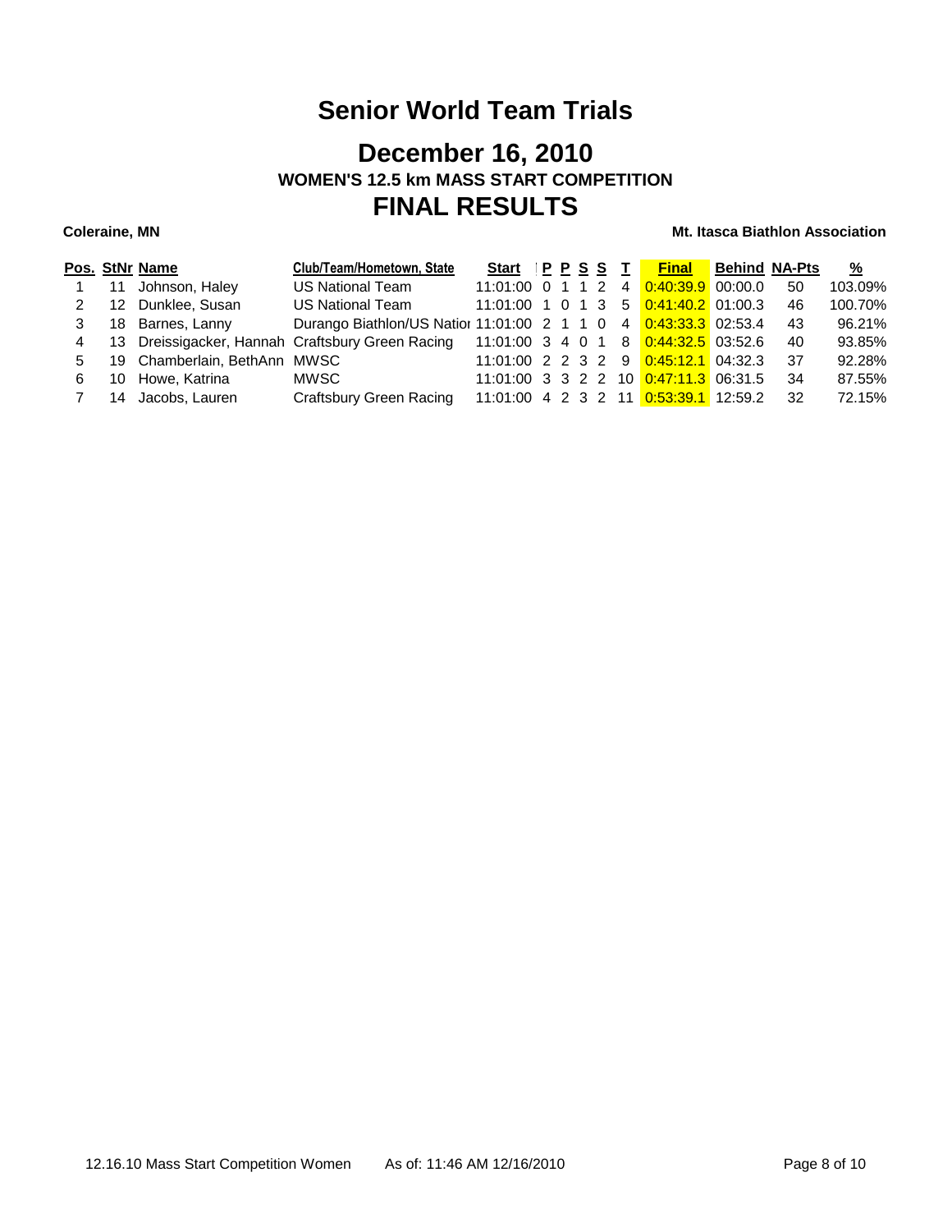# Senior World Team Trials

## December 16, 2010

### WOMEN'S 12.5 km MASS START COMPETITION

## FINAL RESULTS

**Coleraine, MN** **Mt. Itasca Biathlon Association**

| Pos. | StNr | Name | Club/Team/Hometown, State | Start | P | P | S | S | T | Final | Behind | NA-Pts | % |
|---|---|---|---|---|---|---|---|---|---|---|---|---|---|
| 1 | 11 | Johnson, Haley | US National Team | 11:01:00 | 0 | 1 | 1 | 2 | 4 | 0:40:39.9 | 00:00.0 | 50 | 103.09% |
| 2 | 12 | Dunklee, Susan | US National Team | 11:01:00 | 1 | 0 | 1 | 3 | 5 | 0:41:40.2 | 01:00.3 | 46 | 100.70% |
| 3 | 18 | Barnes, Lanny | Durango Biathlon/US Natior | 11:01:00 | 2 | 1 | 1 | 0 | 4 | 0:43:33.3 | 02:53.4 | 43 | 96.21% |
| 4 | 13 | Dreissigacker, Hannah | Craftsbury Green Racing | 11:01:00 | 3 | 4 | 0 | 1 | 8 | 0:44:32.5 | 03:52.6 | 40 | 93.85% |
| 5 | 19 | Chamberlain, BethAnn | MWSC | 11:01:00 | 2 | 2 | 3 | 2 | 9 | 0:45:12.1 | 04:32.3 | 37 | 92.28% |
| 6 | 10 | Howe, Katrina | MWSC | 11:01:00 | 3 | 3 | 2 | 2 | 10 | 0:47:11.3 | 06:31.5 | 34 | 87.55% |
| 7 | 14 | Jacobs, Lauren | Craftsbury Green Racing | 11:01:00 | 4 | 2 | 3 | 2 | 11 | 0:53:39.1 | 12:59.2 | 32 | 72.15% |

12.16.10 Mass Start Competition Women As of: 11:46 AM 12/16/2010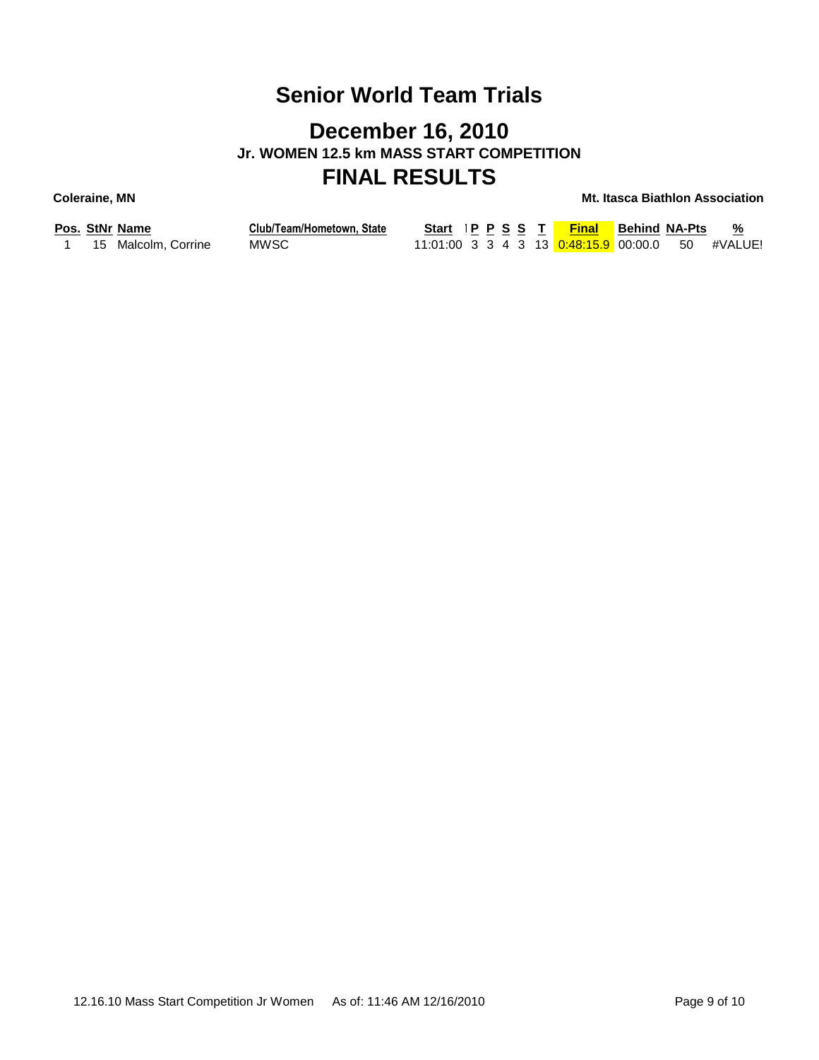# Senior World Team Trials

## December 16, 2010

### Jr. WOMEN 12.5 km MASS START COMPETITION

## FINAL RESULTS

**Coleraine, MN** **Mt. Itasca Biathlon Association**

| Pos. | StNr | Name | Club/Team/Hometown, State | Start | P | P | S | S | T | Final | Behind | NA-Pts | % |
|---|---|---|---|---|---|---|---|---|---|---|---|---|---|
| 1 | 15 | Malcolm, Corrine | MWSC | 11:01:00 | 3 | 3 | 4 | 3 | 13 | 0:48:15.9 | 00:00.0 | 50 | #VALUE! |

12.16.10 Mass Start Competition Jr Women As of: 11:46 AM 12/16/2010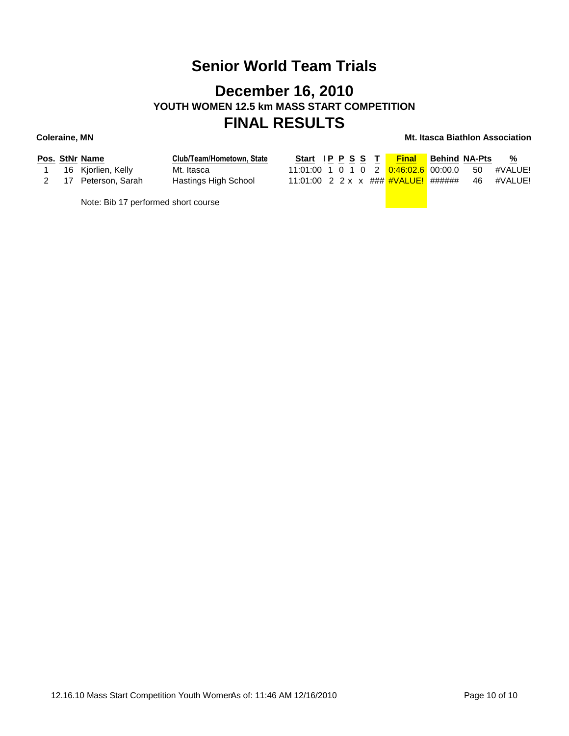# Senior World Team Trials

## December 16, 2010

### YOUTH WOMEN 12.5 km MASS START COMPETITION

## FINAL RESULTS

**Coleraine, MN** **Mt. Itasca Biathlon Association**

| Pos. | StNr | Name | Club/Team/Hometown, State | Start | P | P | S | S | T | Final | Behind | NA-Pts | % |
|---|---|---|---|---|---|---|---|---|---|---|---|---|---|
| 1 | 16 | Kjorlien, Kelly | Mt. Itasca | 11:01:00 | 1 | 0 | 1 | 0 | 2 | 0:46:02.6 | 00:00.0 | 50 | #VALUE! |
| 2 | 17 | Peterson, Sarah | Hastings High School | 11:01:00 | 2 | 2 | x | x | ### | #VALUE! | ###### | 46 | #VALUE! |

Note: Bib 17 performed short course